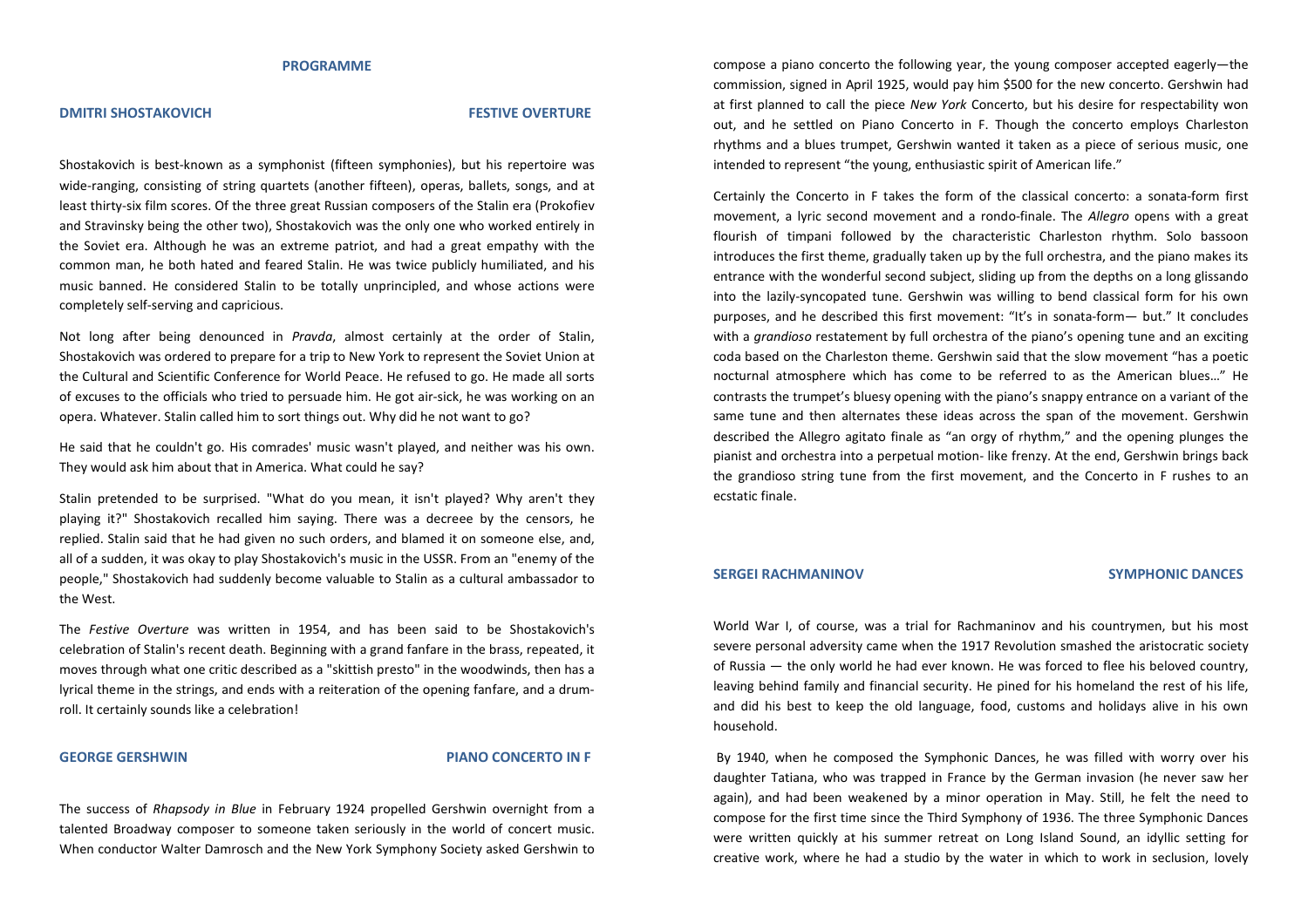## PROGRAMME

### DMITRI SHOSTAKOVICH — FESTIVE OVERTURE

Shostakovich is best-known as a symphonist (fifteen symphonies), but his repertoire was wide-ranging, consisting of string quartets (another fifteen), operas, ballets, songs, and at least thirty-six film scores. Of the three great Russian composers of the Stalin era (Prokofiev and Stravinsky being the other two), Shostakovich was the only one who worked entirely in the Soviet era. Although he was an extreme patriot, and had a great empathy with the common man, he both hated and feared Stalin. He was twice publicly humiliated, and his music banned. He considered Stalin to be totally unprincipled, and whose actions were completely self-serving and capricious.

Not long after being denounced in *Pravda*, almost certainly at the order of Stalin, Shostakovich was ordered to prepare for a trip to New York to represent the Soviet Union at the Cultural and Scientific Conference for World Peace. He refused to go. He made all sorts of excuses to the officials who tried to persuade him. He got air-sick, he was working on an opera. Whatever. Stalin called him to sort things out. Why did he not want to go?

He said that he couldn't go. His comrades' music wasn't played, and neither was his own. They would ask him about that in America. What could he say?

Stalin pretended to be surprised. "What do you mean, it isn't played? Why aren't they playing it?" Shostakovich recalled him saying. There was a decreee by the censors, he replied. Stalin said that he had given no such orders, and blamed it on someone else, and, all of a sudden, it was okay to play Shostakovich's music in the USSR. From an "enemy of the people," Shostakovich had suddenly become valuable to Stalin as a cultural ambassador to the West.

The *Festive Overture* was written in 1954, and has been said to be Shostakovich's celebration of Stalin's recent death. Beginning with a grand fanfare in the brass, repeated, it moves through what one critic described as a "skittish presto" in the woodwinds, then has a lyrical theme in the strings, and ends with a reiteration of the opening fanfare, and a drum-roll. It certainly sounds like a celebration!

### GEORGE GERSHWIN — PIANO CONCERTO IN F

The success of *Rhapsody in Blue* in February 1924 propelled Gershwin overnight from a talented Broadway composer to someone taken seriously in the world of concert music. When conductor Walter Damrosch and the New York Symphony Society asked Gershwin to compose a piano concerto the following year, the young composer accepted eagerly—the commission, signed in April 1925, would pay him $500 for the new concerto. Gershwin had at first planned to call the piece *New York* Concerto, but his desire for respectability won out, and he settled on Piano Concerto in F. Though the concerto employs Charleston rhythms and a blues trumpet, Gershwin wanted it taken as a piece of serious music, one intended to represent "the young, enthusiastic spirit of American life."

Certainly the Concerto in F takes the form of the classical concerto: a sonata-form first movement, a lyric second movement and a rondo-finale. The *Allegro* opens with a great flourish of timpani followed by the characteristic Charleston rhythm. Solo bassoon introduces the first theme, gradually taken up by the full orchestra, and the piano makes its entrance with the wonderful second subject, sliding up from the depths on a long glissando into the lazily-syncopated tune. Gershwin was willing to bend classical form for his own purposes, and he described this first movement: "It's in sonata-form— but." It concludes with a *grandioso* restatement by full orchestra of the piano's opening tune and an exciting coda based on the Charleston theme. Gershwin said that the slow movement "has a poetic nocturnal atmosphere which has come to be referred to as the American blues…" He contrasts the trumpet's bluesy opening with the piano's snappy entrance on a variant of the same tune and then alternates these ideas across the span of the movement. Gershwin described the Allegro agitato finale as "an orgy of rhythm," and the opening plunges the pianist and orchestra into a perpetual motion- like frenzy. At the end, Gershwin brings back the grandioso string tune from the first movement, and the Concerto in F rushes to an ecstatic finale.

### SERGEI RACHMANINOV — SYMPHONIC DANCES

World War I, of course, was a trial for Rachmaninov and his countrymen, but his most severe personal adversity came when the 1917 Revolution smashed the aristocratic society of Russia — the only world he had ever known. He was forced to flee his beloved country, leaving behind family and financial security. He pined for his homeland the rest of his life, and did his best to keep the old language, food, customs and holidays alive in his own household.

By 1940, when he composed the Symphonic Dances, he was filled with worry over his daughter Tatiana, who was trapped in France by the German invasion (he never saw her again), and had been weakened by a minor operation in May. Still, he felt the need to compose for the first time since the Third Symphony of 1936. The three Symphonic Dances were written quickly at his summer retreat on Long Island Sound, an idyllic setting for creative work, where he had a studio by the water in which to work in seclusion, lovely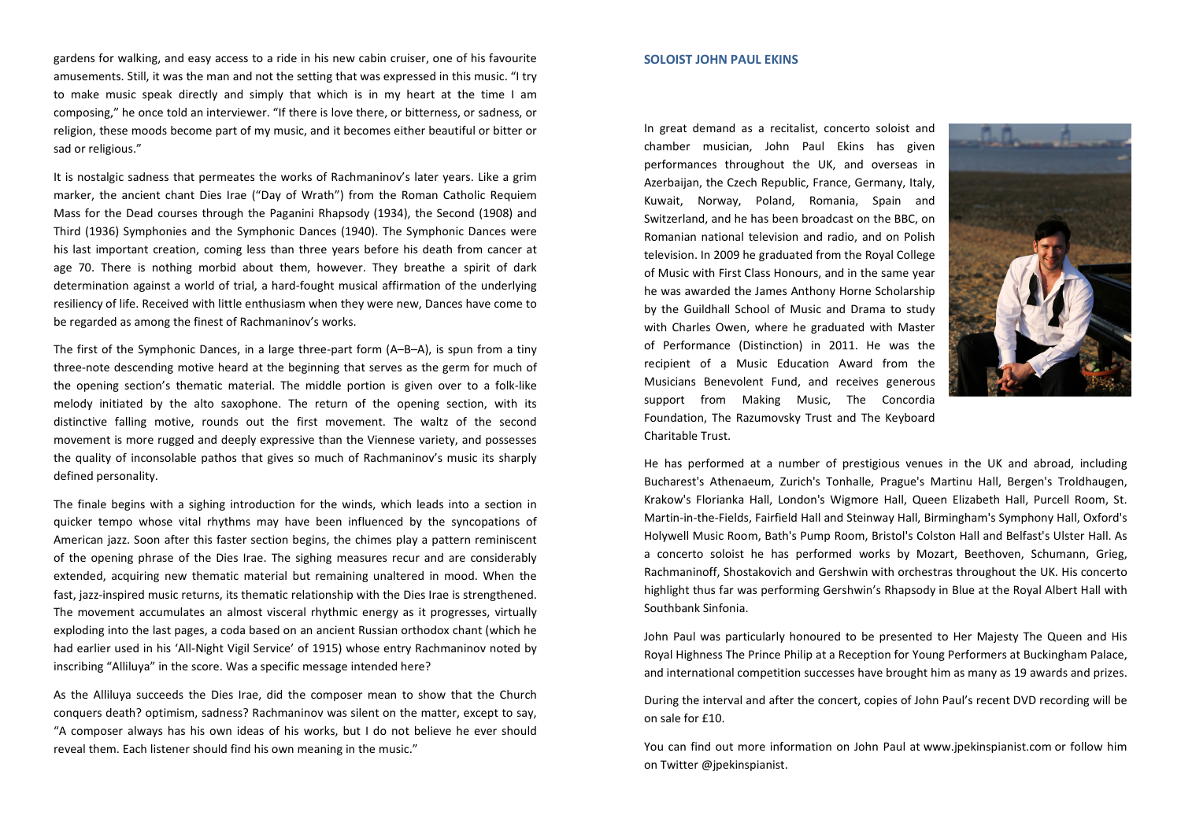gardens for walking, and easy access to a ride in his new cabin cruiser, one of his favourite amusements. Still, it was the man and not the setting that was expressed in this music. "I try to make music speak directly and simply that which is in my heart at the time I am composing," he once told an interviewer. "If there is love there, or bitterness, or sadness, or religion, these moods become part of my music, and it becomes either beautiful or bitter or sad or religious."

It is nostalgic sadness that permeates the works of Rachmaninov's later years. Like a grim marker, the ancient chant Dies Irae ("Day of Wrath") from the Roman Catholic Requiem Mass for the Dead courses through the Paganini Rhapsody (1934), the Second (1908) and Third (1936) Symphonies and the Symphonic Dances (1940). The Symphonic Dances were his last important creation, coming less than three years before his death from cancer at age 70. There is nothing morbid about them, however. They breathe a spirit of dark determination against a world of trial, a hard-fought musical affirmation of the underlying resiliency of life. Received with little enthusiasm when they were new, Dances have come to be regarded as among the finest of Rachmaninov's works.

The first of the Symphonic Dances, in a large three-part form (A–B–A), is spun from a tiny three-note descending motive heard at the beginning that serves as the germ for much of the opening section's thematic material. The middle portion is given over to a folk-like melody initiated by the alto saxophone. The return of the opening section, with its distinctive falling motive, rounds out the first movement. The waltz of the second movement is more rugged and deeply expressive than the Viennese variety, and possesses the quality of inconsolable pathos that gives so much of Rachmaninov's music its sharply defined personality.

The finale begins with a sighing introduction for the winds, which leads into a section in quicker tempo whose vital rhythms may have been influenced by the syncopations of American jazz. Soon after this faster section begins, the chimes play a pattern reminiscent of the opening phrase of the Dies Irae. The sighing measures recur and are considerably extended, acquiring new thematic material but remaining unaltered in mood. When the fast, jazz-inspired music returns, its thematic relationship with the Dies Irae is strengthened. The movement accumulates an almost visceral rhythmic energy as it progresses, virtually exploding into the last pages, a coda based on an ancient Russian orthodox chant (which he had earlier used in his 'All-Night Vigil Service' of 1915) whose entry Rachmaninov noted by inscribing "Alliluya" in the score. Was a specific message intended here?

As the Alliluya succeeds the Dies Irae, did the composer mean to show that the Church conquers death? optimism, sadness? Rachmaninov was silent on the matter, except to say, "A composer always has his own ideas of his works, but I do not believe he ever should reveal them. Each listener should find his own meaning in the music."

## SOLOIST JOHN PAUL EKINS

In great demand as a recitalist, concerto soloist and chamber musician, John Paul Ekins has given performances throughout the UK, and overseas in Azerbaijan, the Czech Republic, France, Germany, Italy, Kuwait, Norway, Poland, Romania, Spain and Switzerland, and he has been broadcast on the BBC, on Romanian national television and radio, and on Polish television. In 2009 he graduated from the Royal College of Music with First Class Honours, and in the same year he was awarded the James Anthony Horne Scholarship by the Guildhall School of Music and Drama to study with Charles Owen, where he graduated with Master of Performance (Distinction) in 2011. He was the recipient of a Music Education Award from the Musicians Benevolent Fund, and receives generous support from Making Music, The Concordia Foundation, The Razumovsky Trust and The Keyboard Charitable Trust.

He has performed at a number of prestigious venues in the UK and abroad, including Bucharest's Athenaeum, Zurich's Tonhalle, Prague's Martinu Hall, Bergen's Troldhaugen, Krakow's Florianka Hall, London's Wigmore Hall, Queen Elizabeth Hall, Purcell Room, St. Martin-in-the-Fields, Fairfield Hall and Steinway Hall, Birmingham's Symphony Hall, Oxford's Holywell Music Room, Bath's Pump Room, Bristol's Colston Hall and Belfast's Ulster Hall. As a concerto soloist he has performed works by Mozart, Beethoven, Schumann, Grieg, Rachmaninoff, Shostakovich and Gershwin with orchestras throughout the UK. His concerto highlight thus far was performing Gershwin's Rhapsody in Blue at the Royal Albert Hall with Southbank Sinfonia.

John Paul was particularly honoured to be presented to Her Majesty The Queen and His Royal Highness The Prince Philip at a Reception for Young Performers at Buckingham Palace, and international competition successes have brought him as many as 19 awards and prizes.

During the interval and after the concert, copies of John Paul's recent DVD recording will be on sale for £10.

You can find out more information on John Paul at www.jpekinspianist.com or follow him on Twitter @jpekinspianist.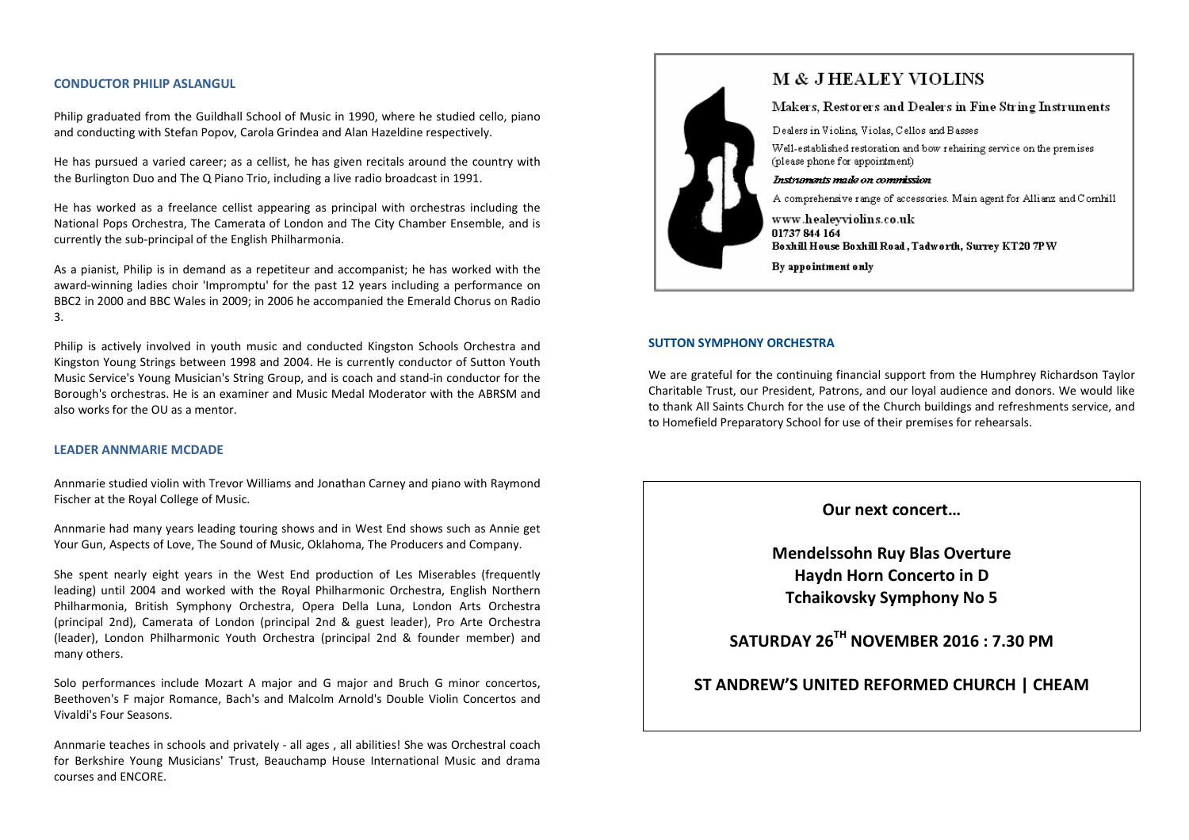## CONDUCTOR PHILIP ASLANGUL

Philip graduated from the Guildhall School of Music in 1990, where he studied cello, piano and conducting with Stefan Popov, Carola Grindea and Alan Hazeldine respectively.

He has pursued a varied career; as a cellist, he has given recitals around the country with the Burlington Duo and The Q Piano Trio, including a live radio broadcast in 1991.

He has worked as a freelance cellist appearing as principal with orchestras including the National Pops Orchestra, The Camerata of London and The City Chamber Ensemble, and is currently the sub-principal of the English Philharmonia.

As a pianist, Philip is in demand as a repetiteur and accompanist; he has worked with the award-winning ladies choir 'Impromptu' for the past 12 years including a performance on BBC2 in 2000 and BBC Wales in 2009; in 2006 he accompanied the Emerald Chorus on Radio 3.

Philip is actively involved in youth music and conducted Kingston Schools Orchestra and Kingston Young Strings between 1998 and 2004. He is currently conductor of Sutton Youth Music Service's Young Musician's String Group, and is coach and stand-in conductor for the Borough's orchestras. He is an examiner and Music Medal Moderator with the ABRSM and also works for the OU as a mentor.

## LEADER ANNMARIE MCDADE

Annmarie studied violin with Trevor Williams and Jonathan Carney and piano with Raymond Fischer at the Royal College of Music.

Annmarie had many years leading touring shows and in West End shows such as Annie get Your Gun, Aspects of Love, The Sound of Music, Oklahoma, The Producers and Company.

She spent nearly eight years in the West End production of Les Miserables (frequently leading) until 2004 and worked with the Royal Philharmonic Orchestra, English Northern Philharmonia, British Symphony Orchestra, Opera Della Luna, London Arts Orchestra (principal 2nd), Camerata of London (principal 2nd & guest leader), Pro Arte Orchestra (leader), London Philharmonic Youth Orchestra (principal 2nd & founder member) and many others.

Solo performances include Mozart A major and G major and Bruch G minor concertos, Beethoven's F major Romance, Bach's and Malcolm Arnold's Double Violin Concertos and Vivaldi's Four Seasons.

Annmarie teaches in schools and privately - all ages , all abilities! She was Orchestral coach for Berkshire Young Musicians' Trust, Beauchamp House International Music and drama courses and ENCORE.

## M & J HEALEY VIOLINS

Makers, Restorers and Dealers in Fine String Instruments

Dealers in Violins, Violas, Cellos and Basses

Well-established restoration and bow rehairing service on the premises (please phone for appointment)

*Instruments made on commission*

A comprehensive range of accessories. Main agent for Allianz and Cornhill

www.healeyviolins.co.uk
**01737 844 164**
**Boxhill House Boxhill Road, Tadworth, Surrey KT20 7PW**

**By appointment only**

## SUTTON SYMPHONY ORCHESTRA

We are grateful for the continuing financial support from the Humphrey Richardson Taylor Charitable Trust, our President, Patrons, and our loyal audience and donors. We would like to thank All Saints Church for the use of the Church buildings and refreshments service, and to Homefield Preparatory School for use of their premises for rehearsals.

**Our next concert…**

**Mendelssohn Ruy Blas Overture**
**Haydn Horn Concerto in D**
**Tchaikovsky Symphony No 5**

**SATURDAY 26TH NOVEMBER 2016 : 7.30 PM**

**ST ANDREW'S UNITED REFORMED CHURCH | CHEAM**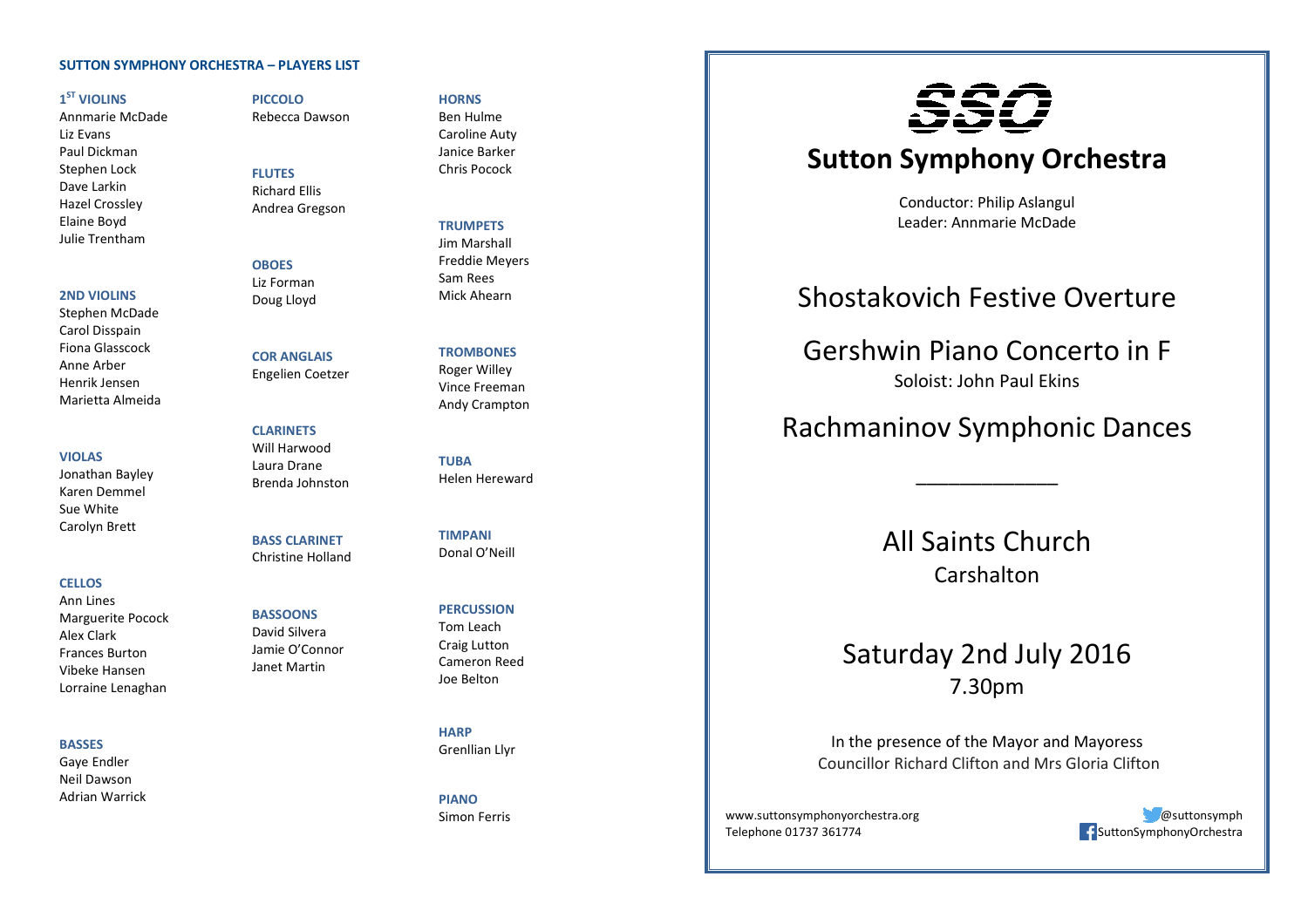## SUTTON SYMPHONY ORCHESTRA – PLAYERS LIST

**1ST VIOLINS**
Annmarie McDade
Liz Evans
Paul Dickman
Stephen Lock
Dave Larkin
Hazel Crossley
Elaine Boyd
Julie Trentham

**2ND VIOLINS**
Stephen McDade
Carol Disspain
Fiona Glasscock
Anne Arber
Henrik Jensen
Marietta Almeida

**VIOLAS**
Jonathan Bayley
Karen Demmel
Sue White
Carolyn Brett

**CELLOS**
Ann Lines
Marguerite Pocock
Alex Clark
Frances Burton
Vibeke Hansen
Lorraine Lenaghan

**BASSES**
Gaye Endler
Neil Dawson
Adrian Warrick

**PICCOLO**
Rebecca Dawson

**FLUTES**
Richard Ellis
Andrea Gregson

**OBOES**
Liz Forman
Doug Lloyd

**COR ANGLAIS**
Engelien Coetzer

**CLARINETS**
Will Harwood
Laura Drane
Brenda Johnston

**BASS CLARINET**
Christine Holland

**BASSOONS**
David Silvera
Jamie O'Connor
Janet Martin

**HORNS**
Ben Hulme
Caroline Auty
Janice Barker
Chris Pocock

**TRUMPETS**
Jim Marshall
Freddie Meyers
Sam Rees
Mick Ahearn

**TROMBONES**
Roger Willey
Vince Freeman
Andy Crampton

**TUBA**
Helen Hereward

**TIMPANI**
Donal O'Neill

**PERCUSSION**
Tom Leach
Craig Lutton
Cameron Reed
Joe Belton

**HARP**
Grenllian Llyr

**PIANO**
Simon Ferris

SSO

# Sutton Symphony Orchestra

Conductor: Philip Aslangul
Leader: Annmarie McDade

## Shostakovich Festive Overture

## Gershwin Piano Concerto in F

Soloist: John Paul Ekins

## Rachmaninov Symphonic Dances

---

## All Saints Church

Carshalton

## Saturday 2nd July 2016

7.30pm

In the presence of the Mayor and Mayoress
Councillor Richard Clifton and Mrs Gloria Clifton

www.suttonsymphonyorchestra.org
Telephone 01737 361774

@suttonsymph
SuttonSymphonyOrchestra